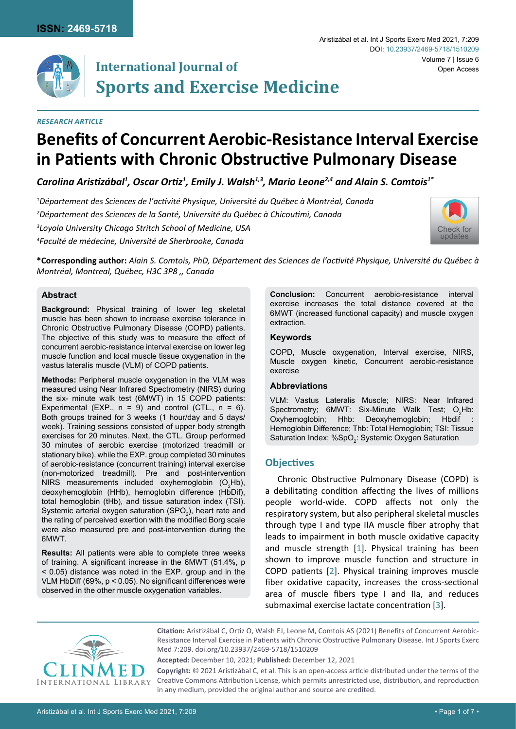ISSN: 2469-5718

# International Journal of Sports and Exercise Medicine

DOI: 10.23937/2469-5718/1510209

Open Access

*RESEARCH ARTICLE*

# Benefits of Concurrent Aerobic-Resistance Interval Exercise in Patients with Chronic Obstructive Pulmonary Disease

***Carolina Aristizábal[1], Oscar Ortiz[1], Emily J. Walsh[1,3], Mario Leone[2,4] and Alain S. Comtois[1*]***

*[1]Département des Sciences de l'activité Physique, Université du Québec à Montréal, Canada*

*[2]Département des Sciences de la Santé, Université du Québec à Chicoutimi, Canada*

*[3]Loyola University Chicago Stritch School of Medicine, USA*

*[4]Faculté de médecine, Université de Sherbrooke, Canada*

**\*Corresponding author:** *Alain S. Comtois, PhD, Département des Sciences de l'activité Physique, Université du Québec à Montréal, Montreal, Québec, H3C 3P8 ,, Canada*

## Abstract

**Background:** Physical training of lower leg skeletal muscle has been shown to increase exercise tolerance in Chronic Obstructive Pulmonary Disease (COPD) patients. The objective of this study was to measure the effect of concurrent aerobic-resistance interval exercise on lower leg muscle function and local muscle tissue oxygenation in the vastus lateralis muscle (VLM) of COPD patients.

**Methods:** Peripheral muscle oxygenation in the VLM was measured using Near Infrared Spectrometry (NIRS) during the six- minute walk test (6MWT) in 15 COPD patients: Experimental (EXP., n = 9) and control (CTL., n = 6). Both groups trained for 3 weeks (1 hour/day and 5 days/ week). Training sessions consisted of upper body strength exercises for 20 minutes. Next, the CTL. Group performed 30 minutes of aerobic exercise (motorized treadmill or stationary bike), while the EXP. group completed 30 minutes of aerobic-resistance (concurrent training) interval exercise (non-motorized treadmill). Pre and post-intervention NIRS measurements included oxyhemoglobin ($O_2Hb$), deoxyhemoglobin (HHb), hemoglobin difference (HbDif), total hemoglobin (tHb), and tissue saturation index (TSI). Systemic arterial oxygen saturation ($SPO_2$), heart rate and the rating of perceived exertion with the modified Borg scale were also measured pre and post-intervention during the 6MWT.

**Results:** All patients were able to complete three weeks of training. A significant increase in the 6MWT (51.4%, $p < 0.05$) distance was noted in the EXP. group and in the VLM HbDiff (69%, $p < 0.05$). No significant differences were observed in the other muscle oxygenation variables.

**Conclusion:** Concurrent aerobic-resistance interval exercise increases the total distance covered at the 6MWT (increased functional capacity) and muscle oxygen extraction.

### Keywords

COPD, Muscle oxygenation, Interval exercise, NIRS, Muscle oxygen kinetic, Concurrent aerobic-resistance exercise

### Abbreviations

VLM: Vastus Lateralis Muscle; NIRS: Near Infrared Spectrometry; 6MWT: Six-Minute Walk Test; $O_2Hb$: Oxyhemoglobin; Hhb: Deoxyhemoglobin; Hbdif : Hemoglobin Difference; Thb: Total Hemoglobin; TSI: Tissue Saturation Index; $\%SpO_2$: Systemic Oxygen Saturation

## Objectives

Chronic Obstructive Pulmonary Disease (COPD) is a debilitating condition affecting the lives of millions people world-wide. COPD affects not only the respiratory system, but also peripheral skeletal muscles through type I and type IIA muscle fiber atrophy that leads to impairment in both muscle oxidative capacity and muscle strength [1]. Physical training has been shown to improve muscle function and structure in COPD patients [2]. Physical training improves muscle fiber oxidative capacity, increases the cross-sectional area of muscle fibers type I and IIa, and reduces submaximal exercise lactate concentration [3].

**Citation:** Aristizábal C, Ortiz O, Walsh EJ, Leone M, Comtois AS (2021) Benefits of Concurrent Aerobic-Resistance Interval Exercise in Patients with Chronic Obstructive Pulmonary Disease. Int J Sports Exerc Med 7:209. doi.org/10.23937/2469-5718/1510209

**Accepted:** December 10, 2021; **Published:** December 12, 2021

**Copyright:** © 2021 Aristizábal C, et al. This is an open-access article distributed under the terms of the Creative Commons Attribution License, which permits unrestricted use, distribution, and reproduction in any medium, provided the original author and source are credited.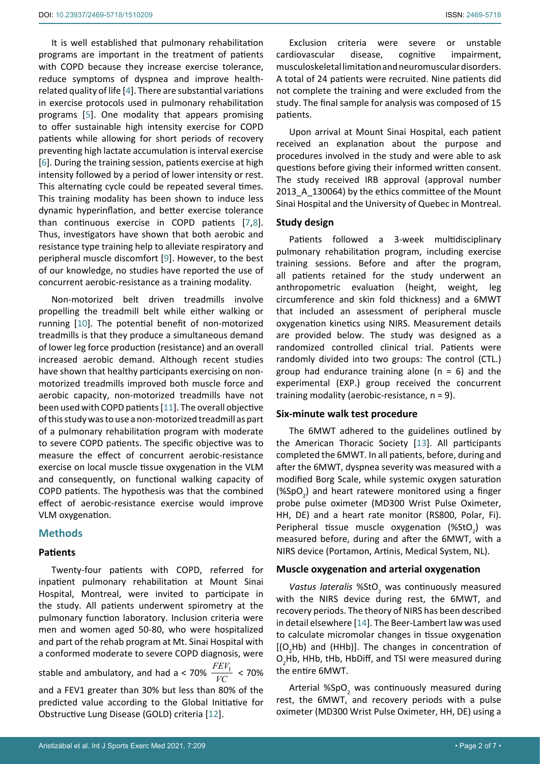It is well established that pulmonary rehabilitation programs are important in the treatment of patients with COPD because they increase exercise tolerance, reduce symptoms of dyspnea and improve health-related quality of life [4]. There are substantial variations in exercise protocols used in pulmonary rehabilitation programs [5]. One modality that appears promising to offer sustainable high intensity exercise for COPD patients while allowing for short periods of recovery preventing high lactate accumulation is interval exercise [6]. During the training session, patients exercise at high intensity followed by a period of lower intensity or rest. This alternating cycle could be repeated several times. This training modality has been shown to induce less dynamic hyperinflation, and better exercise tolerance than continuous exercise in COPD patients [7,8]. Thus, investigators have shown that both aerobic and resistance type training help to alleviate respiratory and peripheral muscle discomfort [9]. However, to the best of our knowledge, no studies have reported the use of concurrent aerobic-resistance as a training modality.

Non-motorized belt driven treadmills involve propelling the treadmill belt while either walking or running [10]. The potential benefit of non-motorized treadmills is that they produce a simultaneous demand of lower leg force production (resistance) and an overall increased aerobic demand. Although recent studies have shown that healthy participants exercising on non-motorized treadmills improved both muscle force and aerobic capacity, non-motorized treadmills have not been used with COPD patients [11]. The overall objective of this study was to use a non-motorized treadmill as part of a pulmonary rehabilitation program with moderate to severe COPD patients. The specific objective was to measure the effect of concurrent aerobic-resistance exercise on local muscle tissue oxygenation in the VLM and consequently, on functional walking capacity of COPD patients. The hypothesis was that the combined effect of aerobic-resistance exercise would improve VLM oxygenation.

## Methods

### Patients

Twenty-four patients with COPD, referred for inpatient pulmonary rehabilitation at Mount Sinai Hospital, Montreal, were invited to participate in the study. All patients underwent spirometry at the pulmonary function laboratory. Inclusion criteria were men and women aged 50-80, who were hospitalized and part of the rehab program at Mt. Sinai Hospital with a conformed moderate to severe COPD diagnosis, were stable and ambulatory, and had a < 70% $\frac{FEV_1}{VC}$ < 70% and a FEV1 greater than 30% but less than 80% of the predicted value according to the Global Initiative for Obstructive Lung Disease (GOLD) criteria [12].

Exclusion criteria were severe or unstable cardiovascular disease, cognitive impairment, musculoskeletal limitation and neuromuscular disorders. A total of 24 patients were recruited. Nine patients did not complete the training and were excluded from the study. The final sample for analysis was composed of 15 patients.

Upon arrival at Mount Sinai Hospital, each patient received an explanation about the purpose and procedures involved in the study and were able to ask questions before giving their informed written consent. The study received IRB approval (approval number 2013_A_130064) by the ethics committee of the Mount Sinai Hospital and the University of Quebec in Montreal.

### Study design

Patients followed a 3-week multidisciplinary pulmonary rehabilitation program, including exercise training sessions. Before and after the program, all patients retained for the study underwent an anthropometric evaluation (height, weight, leg circumference and skin fold thickness) and a 6MWT that included an assessment of peripheral muscle oxygenation kinetics using NIRS. Measurement details are provided below. The study was designed as a randomized controlled clinical trial. Patients were randomly divided into two groups: The control (CTL.) group had endurance training alone (n = 6) and the experimental (EXP.) group received the concurrent training modality (aerobic-resistance, n = 9).

### Six-minute walk test procedure

The 6MWT adhered to the guidelines outlined by the American Thoracic Society [13]. All participants completed the 6MWT. In all patients, before, during and after the 6MWT, dyspnea severity was measured with a modified Borg Scale, while systemic oxygen saturation (%$SpO_2$) and heart ratewere monitored using a finger probe pulse oximeter (MD300 Wrist Pulse Oximeter, HH, DE) and a heart rate monitor (RS800, Polar, Fi). Peripheral tissue muscle oxygenation (%$StO_2$) was measured before, during and after the 6MWT, with a NIRS device (Portamon, Artinis, Medical System, NL).

### Muscle oxygenation and arterial oxygenation

*Vastus lateralis* %$StO_2$ was continuously measured with the NIRS device during rest, the 6MWT, and recovery periods. The theory of NIRS has been described in detail elsewhere [14]. The Beer-Lambert law was used to calculate micromolar changes in tissue oxygenation [($O_2$Hb) and (HHb)]. The changes in concentration of $O_2$Hb, HHb, tHb, HbDiff, and TSI were measured during the entire 6MWT.

Arterial %$SpO_2$ was continuously measured during rest, the 6MWT, and recovery periods with a pulse oximeter (MD300 Wrist Pulse Oximeter, HH, DE) using a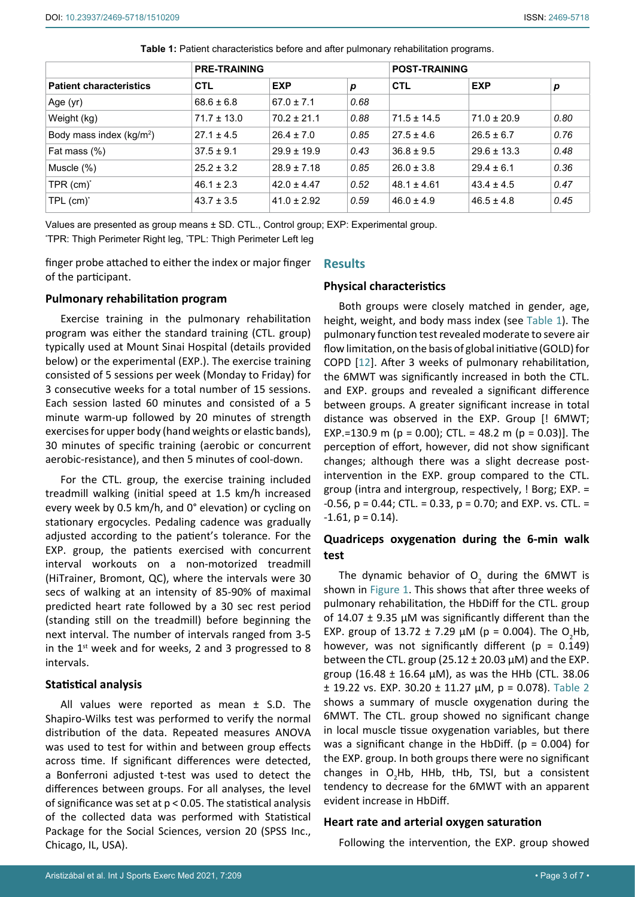**Table 1:** Patient characteristics before and after pulmonary rehabilitation programs.

| | PRE-TRAINING | | | POST-TRAINING | | |
|---|---|---|---|---|---|---|
| **Patient characteristics** | **CTL** | **EXP** | ***p*** | **CTL** | **EXP** | ***p*** |
| Age (yr) | 68.6 ± 6.8 | 67.0 ± 7.1 | *0.68* | | | |
| Weight (kg) | 71.7 ± 13.0 | 70.2 ± 21.1 | *0.88* | 71.5 ± 14.5 | 71.0 ± 20.9 | *0.80* |
| Body mass index ($kg/m^2$) | 27.1 ± 4.5 | 26.4 ± 7.0 | *0.85* | 27.5 ± 4.6 | 26.5 ± 6.7 | *0.76* |
| Fat mass (%) | 37.5 ± 9.1 | 29.9 ± 19.9 | *0.43* | 36.8 ± 9.5 | 29.6 ± 13.3 | *0.48* |
| Muscle (%) | 25.2 ± 3.2 | 28.9 ± 7.18 | *0.85* | 26.0 ± 3.8 | 29.4 ± 6.1 | *0.36* |
| TPR (cm)* | 46.1 ± 2.3 | 42.0 ± 4.47 | *0.52* | 48.1 ± 4.61 | 43.4 ± 4.5 | *0.47* |
| TPL (cm)* | 43.7 ± 3.5 | 41.0 ± 2.92 | *0.59* | 46.0 ± 4.9 | 46.5 ± 4.8 | *0.45* |

Values are presented as group means ± SD. CTL., Control group; EXP: Experimental group.
*TPR: Thigh Perimeter Right leg, *TPL: Thigh Perimeter Left leg

finger probe attached to either the index or major finger of the participant.

### Pulmonary rehabilitation program

Exercise training in the pulmonary rehabilitation program was either the standard training (CTL. group) typically used at Mount Sinai Hospital (details provided below) or the experimental (EXP.). The exercise training consisted of 5 sessions per week (Monday to Friday) for 3 consecutive weeks for a total number of 15 sessions. Each session lasted 60 minutes and consisted of a 5 minute warm-up followed by 20 minutes of strength exercises for upper body (hand weights or elastic bands), 30 minutes of specific training (aerobic or concurrent aerobic-resistance), and then 5 minutes of cool-down.

For the CTL. group, the exercise training included treadmill walking (initial speed at 1.5 km/h increased every week by 0.5 km/h, and 0° elevation) or cycling on stationary ergocycles. Pedaling cadence was gradually adjusted according to the patient's tolerance. For the EXP. group, the patients exercised with concurrent interval workouts on a non-motorized treadmill (HiTrainer, Bromont, QC), where the intervals were 30 secs of walking at an intensity of 85-90% of maximal predicted heart rate followed by a 30 sec rest period (standing still on the treadmill) before beginning the next interval. The number of intervals ranged from 3-5 in the 1st week and for weeks, 2 and 3 progressed to 8 intervals.

### Statistical analysis

All values were reported as mean ± S.D. The Shapiro-Wilks test was performed to verify the normal distribution of the data. Repeated measures ANOVA was used to test for within and between group effects across time. If significant differences were detected, a Bonferroni adjusted t-test was used to detect the differences between groups. For all analyses, the level of significance was set at $p < 0.05$. The statistical analysis of the collected data was performed with Statistical Package for the Social Sciences, version 20 (SPSS Inc., Chicago, IL, USA).

## Results

### Physical characteristics

Both groups were closely matched in gender, age, height, weight, and body mass index (see Table 1). The pulmonary function test revealed moderate to severe air flow limitation, on the basis of global initiative (GOLD) for COPD [12]. After 3 weeks of pulmonary rehabilitation, the 6MWT was significantly increased in both the CTL. and EXP. groups and revealed a significant difference between groups. A greater significant increase in total distance was observed in the EXP. Group [! 6MWT; EXP.=130.9 m ($p = 0.00$); CTL. = 48.2 m ($p = 0.03$)]. The perception of effort, however, did not show significant changes; although there was a slight decrease post-intervention in the EXP. group compared to the CTL. group (intra and intergroup, respectively, ! Borg; EXP. = -0.56, $p = 0.44$; CTL. = 0.33, $p = 0.70$; and EXP. vs. CTL. = -1.61, $p = 0.14$).

### Quadriceps oxygenation during the 6-min walk test

The dynamic behavior of $O_2$ during the 6MWT is shown in Figure 1. This shows that after three weeks of pulmonary rehabilitation, the HbDiff for the CTL. group of 14.07 ± 9.35 μM was significantly different than the EXP. group of 13.72 ± 7.29 μM ($p = 0.004$). The $O_2$Hb, however, was not significantly different ($p = 0.149$) between the CTL. group (25.12 ± 20.03 μM) and the EXP. group (16.48 ± 16.64 μM), as was the HHb (CTL. 38.06 ± 19.22 vs. EXP. 30.20 ± 11.27 μM, $p = 0.078$). Table 2 shows a summary of muscle oxygenation during the 6MWT. The CTL. group showed no significant change in local muscle tissue oxygenation variables, but there was a significant change in the HbDiff. ($p = 0.004$) for the EXP. group. In both groups there were no significant changes in $O_2$Hb, HHb, tHb, TSI, but a consistent tendency to decrease for the 6MWT with an apparent evident increase in HbDiff.

### Heart rate and arterial oxygen saturation

Following the intervention, the EXP. group showed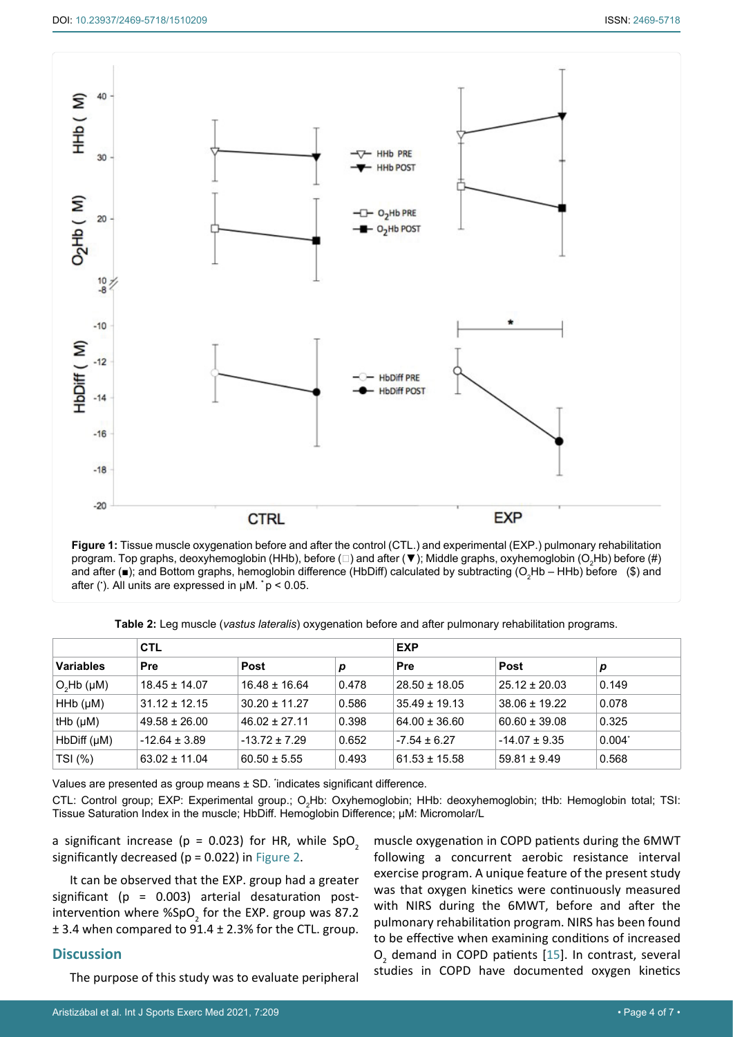**Figure 1:** Tissue muscle oxygenation before and after the control (CTL.) and experimental (EXP.) pulmonary rehabilitation program. Top graphs, deoxyhemoglobin (HHb), before (□) and after (▼); Middle graphs, oxyhemoglobin ($O_2$Hb) before (#) and after (■); and Bottom graphs, hemoglobin difference (HbDiff) calculated by subtracting ($O_2$Hb – HHb) before ($) and after (ˑ). All units are expressed in μM. * p < 0.05.

**Table 2:** Leg muscle (*vastus lateralis*) oxygenation before and after pulmonary rehabilitation programs.

| | CTL | | | EXP | | |
|---|---|---|---|---|---|---|
| **Variables** | **Pre** | **Post** | ***p*** | **Pre** | **Post** | ***p*** |
| $O_2$Hb (μM) | 18.45 ± 14.07 | 16.48 ± 16.64 | 0.478 | 28.50 ± 18.05 | 25.12 ± 20.03 | 0.149 |
| HHb (μM) | 31.12 ± 12.15 | 30.20 ± 11.27 | 0.586 | 35.49 ± 19.13 | 38.06 ± 19.22 | 0.078 |
| tHb (μM) | 49.58 ± 26.00 | 46.02 ± 27.11 | 0.398 | 64.00 ± 36.60 | 60.60 ± 39.08 | 0.325 |
| HbDiff (μM) | -12.64 ± 3.89 | -13.72 ± 7.29 | 0.652 | -7.54 ± 6.27 | -14.07 ± 9.35 | 0.004* |
| TSI (%) | 63.02 ± 11.04 | 60.50 ± 5.55 | 0.493 | 61.53 ± 15.58 | 59.81 ± 9.49 | 0.568 |

Values are presented as group means ± SD. *indicates significant difference.

CTL: Control group; EXP: Experimental group.; $O_2$Hb: Oxyhemoglobin; HHb: deoxyhemoglobin; tHb: Hemoglobin total; TSI: Tissue Saturation Index in the muscle; HbDiff. Hemoglobin Difference; μM: Micromolar/L

a significant increase ($p = 0.023$) for HR, while $SpO_2$ significantly decreased ($p = 0.022$) in Figure 2.

It can be observed that the EXP. group had a greater significant ($p = 0.003$) arterial desaturation post-intervention where %$SpO_2$ for the EXP. group was 87.2 ± 3.4 when compared to 91.4 ± 2.3% for the CTL. group.

## Discussion

The purpose of this study was to evaluate peripheral muscle oxygenation in COPD patients during the 6MWT following a concurrent aerobic resistance interval exercise program. A unique feature of the present study was that oxygen kinetics were continuously measured with NIRS during the 6MWT, before and after the pulmonary rehabilitation program. NIRS has been found to be effective when examining conditions of increased $O_2$ demand in COPD patients [15]. In contrast, several studies in COPD have documented oxygen kinetics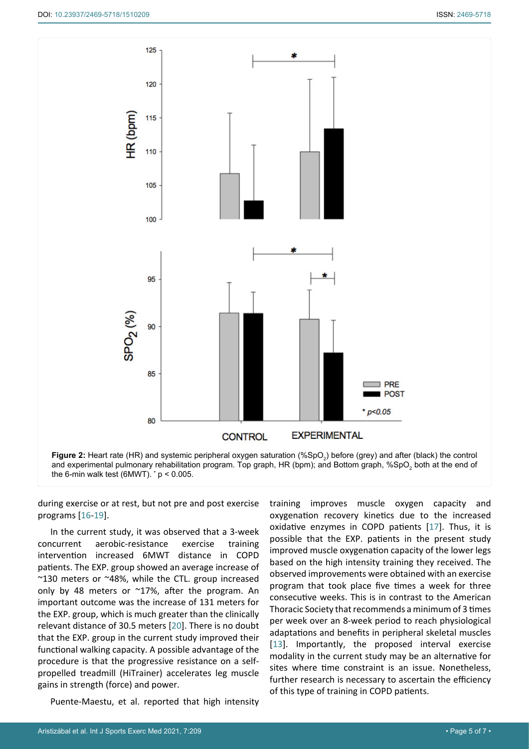**Figure 2:** Heart rate (HR) and systemic peripheral oxygen saturation (%$SpO_2$) before (grey) and after (black) the control and experimental pulmonary rehabilitation program. Top graph, HR (bpm); and Bottom graph, %$SpO_2$ both at the end of the 6-min walk test (6MWT). * $p < 0.005$.

during exercise or at rest, but not pre and post exercise programs [16-19].

In the current study, it was observed that a 3-week concurrent aerobic-resistance exercise training intervention increased 6MWT distance in COPD patients. The EXP. group showed an average increase of ~130 meters or ~48%, while the CTL. group increased only by 48 meters or ~17%, after the program. An important outcome was the increase of 131 meters for the EXP. group, which is much greater than the clinically relevant distance of 30.5 meters [20]. There is no doubt that the EXP. group in the current study improved their functional walking capacity. A possible advantage of the procedure is that the progressive resistance on a self-propelled treadmill (HiTrainer) accelerates leg muscle gains in strength (force) and power.

Puente-Maestu, et al. reported that high intensity training improves muscle oxygen capacity and oxygenation recovery kinetics due to the increased oxidative enzymes in COPD patients [17]. Thus, it is possible that the EXP. patients in the present study improved muscle oxygenation capacity of the lower legs based on the high intensity training they received. The observed improvements were obtained with an exercise program that took place five times a week for three consecutive weeks. This is in contrast to the American Thoracic Society that recommends a minimum of 3 times per week over an 8-week period to reach physiological adaptations and benefits in peripheral skeletal muscles [13]. Importantly, the proposed interval exercise modality in the current study may be an alternative for sites where time constraint is an issue. Nonetheless, further research is necessary to ascertain the efficiency of this type of training in COPD patients.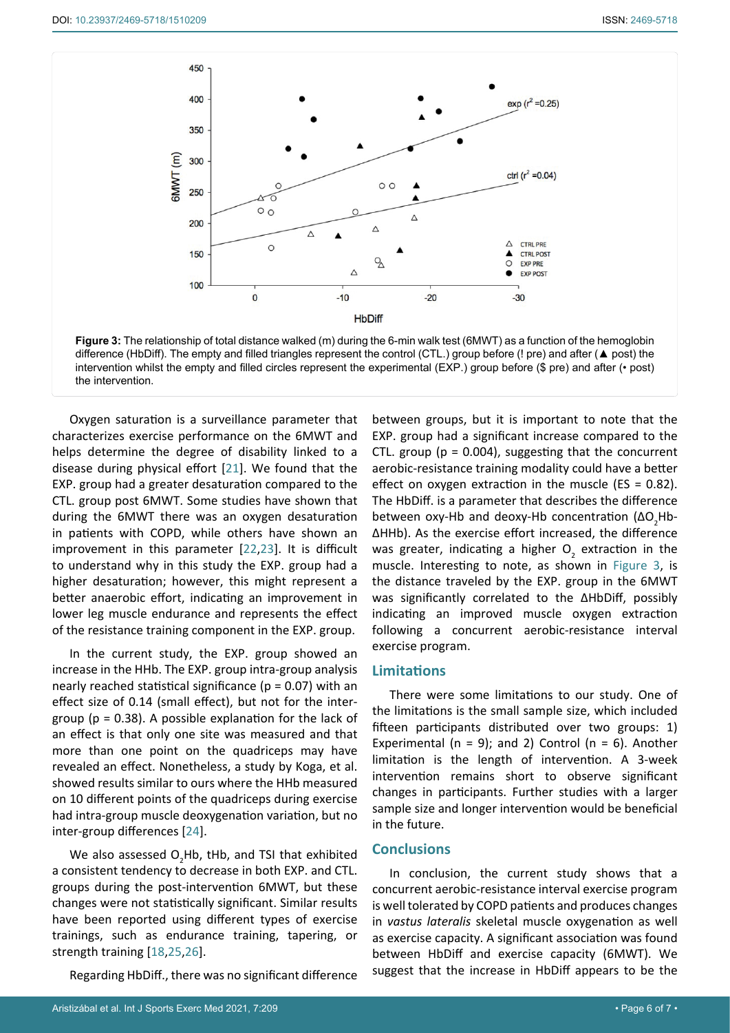**Figure 3:** The relationship of total distance walked (m) during the 6-min walk test (6MWT) as a function of the hemoglobin difference (HbDiff). The empty and filled triangles represent the control (CTL.) group before (! pre) and after (▲ post) the intervention whilst the empty and filled circles represent the experimental (EXP.) group before ($ pre) and after (• post) the intervention.

Oxygen saturation is a surveillance parameter that characterizes exercise performance on the 6MWT and helps determine the degree of disability linked to a disease during physical effort [21]. We found that the EXP. group had a greater desaturation compared to the CTL. group post 6MWT. Some studies have shown that during the 6MWT there was an oxygen desaturation in patients with COPD, while others have shown an improvement in this parameter [22,23]. It is difficult to understand why in this study the EXP. group had a higher desaturation; however, this might represent a better anaerobic effort, indicating an improvement in lower leg muscle endurance and represents the effect of the resistance training component in the EXP. group.

In the current study, the EXP. group showed an increase in the HHb. The EXP. group intra-group analysis nearly reached statistical significance ($p = 0.07$) with an effect size of 0.14 (small effect), but not for the inter-group ($p = 0.38$). A possible explanation for the lack of an effect is that only one site was measured and that more than one point on the quadriceps may have revealed an effect. Nonetheless, a study by Koga, et al. showed results similar to ours where the HHb measured on 10 different points of the quadriceps during exercise had intra-group muscle deoxygenation variation, but no inter-group differences [24].

We also assessed $O_2$Hb, tHb, and TSI that exhibited a consistent tendency to decrease in both EXP. and CTL. groups during the post-intervention 6MWT, but these changes were not statistically significant. Similar results have been reported using different types of exercise trainings, such as endurance training, tapering, or strength training [18,25,26].

Regarding HbDiff., there was no significant difference between groups, but it is important to note that the EXP. group had a significant increase compared to the CTL. group ($p = 0.004$), suggesting that the concurrent aerobic-resistance training modality could have a better effect on oxygen extraction in the muscle (ES = 0.82). The HbDiff. is a parameter that describes the difference between oxy-Hb and deoxy-Hb concentration ($\Delta O_2$Hb-$\Delta$HHb). As the exercise effort increased, the difference was greater, indicating a higher $O_2$ extraction in the muscle. Interesting to note, as shown in Figure 3, is the distance traveled by the EXP. group in the 6MWT was significantly correlated to the $\Delta$HbDiff, possibly indicating an improved muscle oxygen extraction following a concurrent aerobic-resistance interval exercise program.

## Limitations

There were some limitations to our study. One of the limitations is the small sample size, which included fifteen participants distributed over two groups: 1) Experimental (n = 9); and 2) Control (n = 6). Another limitation is the length of intervention. A 3-week intervention remains short to observe significant changes in participants. Further studies with a larger sample size and longer intervention would be beneficial in the future.

## Conclusions

In conclusion, the current study shows that a concurrent aerobic-resistance interval exercise program is well tolerated by COPD patients and produces changes in *vastus lateralis* skeletal muscle oxygenation as well as exercise capacity. A significant association was found between HbDiff and exercise capacity (6MWT). We suggest that the increase in HbDiff appears to be the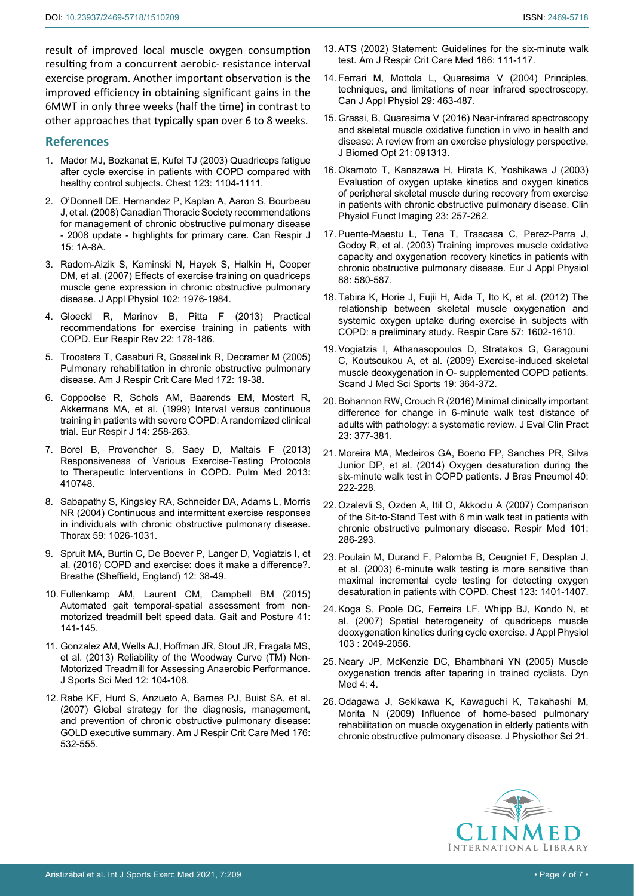result of improved local muscle oxygen consumption resulting from a concurrent aerobic- resistance interval exercise program. Another important observation is the improved efficiency in obtaining significant gains in the 6MWT in only three weeks (half the time) in contrast to other approaches that typically span over 6 to 8 weeks.

## References

1. Mador MJ, Bozkanat E, Kufel TJ (2003) Quadriceps fatigue after cycle exercise in patients with COPD compared with healthy control subjects. Chest 123: 1104-1111.
2. O'Donnell DE, Hernandez P, Kaplan A, Aaron S, Bourbeau J, et al. (2008) Canadian Thoracic Society recommendations for management of chronic obstructive pulmonary disease - 2008 update - highlights for primary care. Can Respir J 15: 1A-8A.
3. Radom-Aizik S, Kaminski N, Hayek S, Halkin H, Cooper DM, et al. (2007) Effects of exercise training on quadriceps muscle gene expression in chronic obstructive pulmonary disease. J Appl Physiol 102: 1976-1984.
4. Gloeckl R, Marinov B, Pitta F (2013) Practical recommendations for exercise training in patients with COPD. Eur Respir Rev 22: 178-186.
5. Troosters T, Casaburi R, Gosselink R, Decramer M (2005) Pulmonary rehabilitation in chronic obstructive pulmonary disease. Am J Respir Crit Care Med 172: 19-38.
6. Coppoolse R, Schols AM, Baarends EM, Mostert R, Akkermans MA, et al. (1999) Interval versus continuous training in patients with severe COPD: A randomized clinical trial. Eur Respir J 14: 258-263.
7. Borel B, Provencher S, Saey D, Maltais F (2013) Responsiveness of Various Exercise-Testing Protocols to Therapeutic Interventions in COPD. Pulm Med 2013: 410748.
8. Sabapathy S, Kingsley RA, Schneider DA, Adams L, Morris NR (2004) Continuous and intermittent exercise responses in individuals with chronic obstructive pulmonary disease. Thorax 59: 1026-1031.
9. Spruit MA, Burtin C, De Boever P, Langer D, Vogiatzis I, et al. (2016) COPD and exercise: does it make a difference?. Breathe (Sheffield, England) 12: 38-49.
10. Fullenkamp AM, Laurent CM, Campbell BM (2015) Automated gait temporal-spatial assessment from non-motorized treadmill belt speed data. Gait and Posture 41: 141-145.
11. Gonzalez AM, Wells AJ, Hoffman JR, Stout JR, Fragala MS, et al. (2013) Reliability of the Woodway Curve (TM) Non-Motorized Treadmill for Assessing Anaerobic Performance. J Sports Sci Med 12: 104-108.
12. Rabe KF, Hurd S, Anzueto A, Barnes PJ, Buist SA, et al. (2007) Global strategy for the diagnosis, management, and prevention of chronic obstructive pulmonary disease: GOLD executive summary. Am J Respir Crit Care Med 176: 532-555.
13. ATS (2002) Statement: Guidelines for the six-minute walk test. Am J Respir Crit Care Med 166: 111-117.
14. Ferrari M, Mottola L, Quaresima V (2004) Principles, techniques, and limitations of near infrared spectroscopy. Can J Appl Physiol 29: 463-487.
15. Grassi, B, Quaresima V (2016) Near-infrared spectroscopy and skeletal muscle oxidative function in vivo in health and disease: A review from an exercise physiology perspective. J Biomed Opt 21: 091313.
16. Okamoto T, Kanazawa H, Hirata K, Yoshikawa J (2003) Evaluation of oxygen uptake kinetics and oxygen kinetics of peripheral skeletal muscle during recovery from exercise in patients with chronic obstructive pulmonary disease. Clin Physiol Funct Imaging 23: 257-262.
17. Puente-Maestu L, Tena T, Trascasa C, Perez-Parra J, Godoy R, et al. (2003) Training improves muscle oxidative capacity and oxygenation recovery kinetics in patients with chronic obstructive pulmonary disease. Eur J Appl Physiol 88: 580-587.
18. Tabira K, Horie J, Fujii H, Aida T, Ito K, et al. (2012) The relationship between skeletal muscle oxygenation and systemic oxygen uptake during exercise in subjects with COPD: a preliminary study. Respir Care 57: 1602-1610.
19. Vogiatzis I, Athanasopoulos D, Stratakos G, Garagouni C, Koutsoukou A, et al. (2009) Exercise-induced skeletal muscle deoxygenation in O- supplemented COPD patients. Scand J Med Sci Sports 19: 364-372.
20. Bohannon RW, Crouch R (2016) Minimal clinically important difference for change in 6-minute walk test distance of adults with pathology: a systematic review. J Eval Clin Pract 23: 377-381.
21. Moreira MA, Medeiros GA, Boeno FP, Sanches PR, Silva Junior DP, et al. (2014) Oxygen desaturation during the six-minute walk test in COPD patients. J Bras Pneumol 40: 222-228.
22. Ozalevli S, Ozden A, Itil O, Akkoclu A (2007) Comparison of the Sit-to-Stand Test with 6 min walk test in patients with chronic obstructive pulmonary disease. Respir Med 101: 286-293.
23. Poulain M, Durand F, Palomba B, Ceugniet F, Desplan J, et al. (2003) 6-minute walk testing is more sensitive than maximal incremental cycle testing for detecting oxygen desaturation in patients with COPD. Chest 123: 1401-1407.
24. Koga S, Poole DC, Ferreira LF, Whipp BJ, Kondo N, et al. (2007) Spatial heterogeneity of quadriceps muscle deoxygenation kinetics during cycle exercise. J Appl Physiol 103 : 2049-2056.
25. Neary JP, McKenzie DC, Bhambhani YN (2005) Muscle oxygenation trends after tapering in trained cyclists. Dyn Med 4: 4.
26. Odagawa J, Sekikawa K, Kawaguchi K, Takahashi M, Morita N (2009) Influence of home-based pulmonary rehabilitation on muscle oxygenation in elderly patients with chronic obstructive pulmonary disease. J Physiother Sci 21.